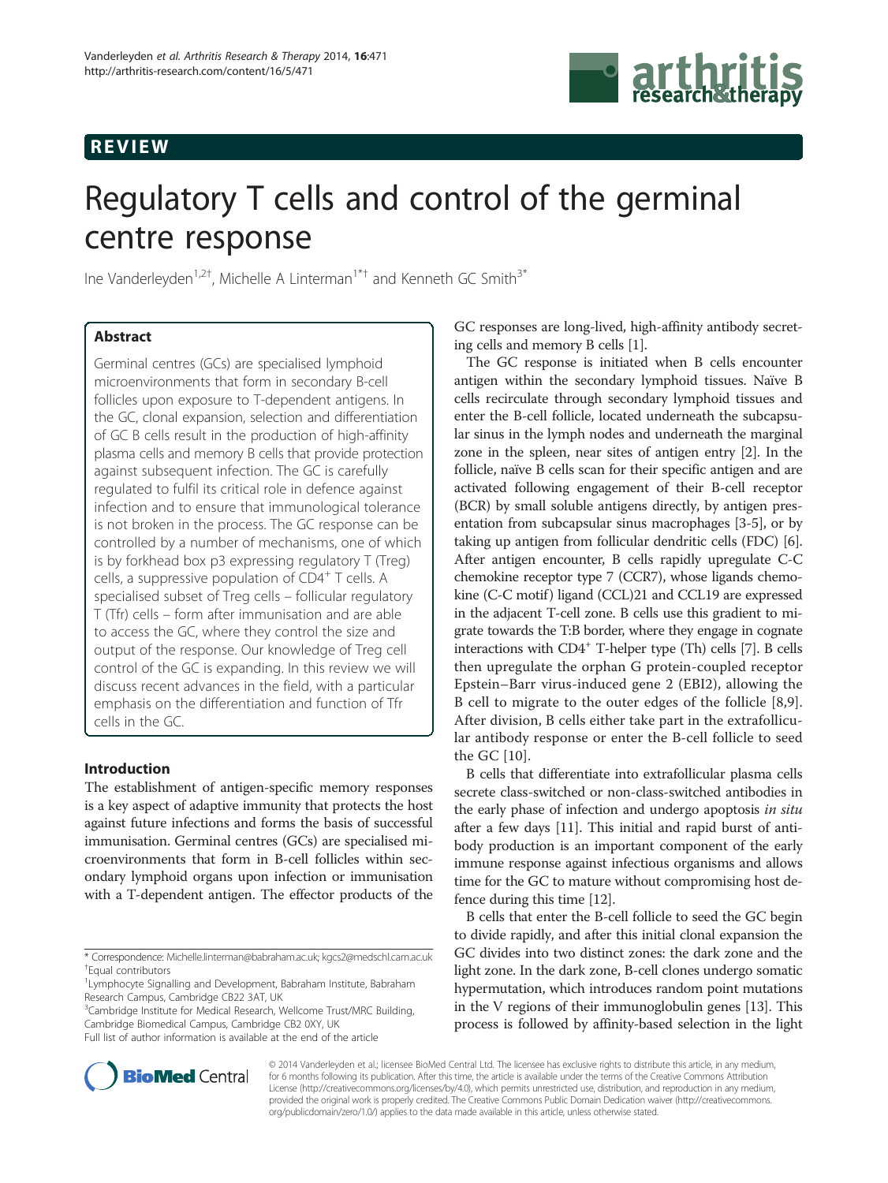REVIEW

# Regulatory T cells and control of the germinal centre response

Ine Vanderleyden[1,2†], Michelle A Linterman[1*†] and Kenneth GC Smith[3*]

## Abstract

Germinal centres (GCs) are specialised lymphoid microenvironments that form in secondary B-cell follicles upon exposure to T-dependent antigens. In the GC, clonal expansion, selection and differentiation of GC B cells result in the production of high-affinity plasma cells and memory B cells that provide protection against subsequent infection. The GC is carefully regulated to fulfil its critical role in defence against infection and to ensure that immunological tolerance is not broken in the process. The GC response can be controlled by a number of mechanisms, one of which is by forkhead box p3 expressing regulatory T (Treg) cells, a suppressive population of CD4[+] T cells. A specialised subset of Treg cells – follicular regulatory T (Tfr) cells – form after immunisation and are able to access the GC, where they control the size and output of the response. Our knowledge of Treg cell control of the GC is expanding. In this review we will discuss recent advances in the field, with a particular emphasis on the differentiation and function of Tfr cells in the GC.

## Introduction

The establishment of antigen-specific memory responses is a key aspect of adaptive immunity that protects the host against future infections and forms the basis of successful immunisation. Germinal centres (GCs) are specialised microenvironments that form in B-cell follicles within secondary lymphoid organs upon infection or immunisation with a T-dependent antigen. The effector products of the GC responses are long-lived, high-affinity antibody secreting cells and memory B cells [1].

The GC response is initiated when B cells encounter antigen within the secondary lymphoid tissues. Naïve B cells recirculate through secondary lymphoid tissues and enter the B-cell follicle, located underneath the subcapsular sinus in the lymph nodes and underneath the marginal zone in the spleen, near sites of antigen entry [2]. In the follicle, naïve B cells scan for their specific antigen and are activated following engagement of their B-cell receptor (BCR) by small soluble antigens directly, by antigen presentation from subcapsular sinus macrophages [3-5], or by taking up antigen from follicular dendritic cells (FDC) [6]. After antigen encounter, B cells rapidly upregulate C-C chemokine receptor type 7 (CCR7), whose ligands chemokine (C-C motif) ligand (CCL)21 and CCL19 are expressed in the adjacent T-cell zone. B cells use this gradient to migrate towards the T:B border, where they engage in cognate interactions with CD4[+] T-helper type (Th) cells [7]. B cells then upregulate the orphan G protein-coupled receptor Epstein–Barr virus-induced gene 2 (EBI2), allowing the B cell to migrate to the outer edges of the follicle [8,9]. After division, B cells either take part in the extrafollicular antibody response or enter the B-cell follicle to seed the GC [10].

B cells that differentiate into extrafollicular plasma cells secrete class-switched or non-class-switched antibodies in the early phase of infection and undergo apoptosis *in situ* after a few days [11]. This initial and rapid burst of antibody production is an important component of the early immune response against infectious organisms and allows time for the GC to mature without compromising host defence during this time [12].

B cells that enter the B-cell follicle to seed the GC begin to divide rapidly, and after this initial clonal expansion the GC divides into two distinct zones: the dark zone and the light zone. In the dark zone, B-cell clones undergo somatic hypermutation, which introduces random point mutations in the V regions of their immunoglobulin genes [13]. This process is followed by affinity-based selection in the light

\* Correspondence: Michelle.linterman@babraham.ac.uk; kgcs2@medschl.cam.ac.uk
†Equal contributors
[1]Lymphocyte Signalling and Development, Babraham Institute, Babraham Research Campus, Cambridge CB22 3AT, UK
[3]Cambridge Institute for Medical Research, Wellcome Trust/MRC Building, Cambridge Biomedical Campus, Cambridge CB2 0XY, UK
Full list of author information is available at the end of the article

© 2014 Vanderleyden et al.; licensee BioMed Central Ltd. The licensee has exclusive rights to distribute this article, in any medium, for 6 months following its publication. After this time, the article is available under the terms of the Creative Commons Attribution License (http://creativecommons.org/licenses/by/4.0), which permits unrestricted use, distribution, and reproduction in any medium, provided the original work is properly credited. The Creative Commons Public Domain Dedication waiver (http://creativecommons.org/publicdomain/zero/1.0/) applies to the data made available in this article, unless otherwise stated.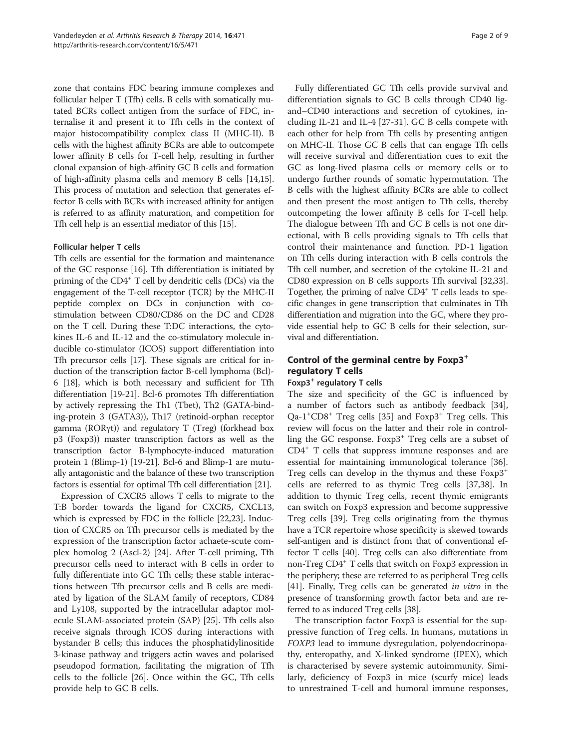zone that contains FDC bearing immune complexes and follicular helper T (Tfh) cells. B cells with somatically mutated BCRs collect antigen from the surface of FDC, internalise it and present it to Tfh cells in the context of major histocompatibility complex class II (MHC-II). B cells with the highest affinity BCRs are able to outcompete lower affinity B cells for T-cell help, resulting in further clonal expansion of high-affinity GC B cells and formation of high-affinity plasma cells and memory B cells [14,15]. This process of mutation and selection that generates effector B cells with BCRs with increased affinity for antigen is referred to as affinity maturation, and competition for Tfh cell help is an essential mediator of this [15].

#### Follicular helper T cells

Tfh cells are essential for the formation and maintenance of the GC response [16]. Tfh differentiation is initiated by priming of the CD4$^+$ T cell by dendritic cells (DCs) via the engagement of the T-cell receptor (TCR) by the MHC-II peptide complex on DCs in conjunction with co-stimulation between CD80/CD86 on the DC and CD28 on the T cell. During these T:DC interactions, the cytokines IL-6 and IL-12 and the co-stimulatory molecule inducible co-stimulator (ICOS) support differentiation into Tfh precursor cells [17]. These signals are critical for induction of the transcription factor B-cell lymphoma (Bcl)-6 [18], which is both necessary and sufficient for Tfh differentiation [19-21]. Bcl-6 promotes Tfh differentiation by actively repressing the Th1 (Tbet), Th2 (GATA-binding-protein 3 (GATA3)), Th17 (retinoid-orphan receptor gamma (RORγt)) and regulatory T (Treg) (forkhead box p3 (Foxp3)) master transcription factors as well as the transcription factor B-lymphocyte-induced maturation protein 1 (Blimp-1) [19-21]. Bcl-6 and Blimp-1 are mutually antagonistic and the balance of these two transcription factors is essential for optimal Tfh cell differentiation [21].

Expression of CXCR5 allows T cells to migrate to the T:B border towards the ligand for CXCR5, CXCL13, which is expressed by FDC in the follicle [22,23]. Induction of CXCR5 on Tfh precursor cells is mediated by the expression of the transcription factor achaete-scute complex homolog 2 (Ascl-2) [24]. After T-cell priming, Tfh precursor cells need to interact with B cells in order to fully differentiate into GC Tfh cells; these stable interactions between Tfh precursor cells and B cells are mediated by ligation of the SLAM family of receptors, CD84 and Ly108, supported by the intracellular adaptor molecule SLAM-associated protein (SAP) [25]. Tfh cells also receive signals through ICOS during interactions with bystander B cells; this induces the phosphatidylinositide 3-kinase pathway and triggers actin waves and polarised pseudopod formation, facilitating the migration of Tfh cells to the follicle [26]. Once within the GC, Tfh cells provide help to GC B cells.

Fully differentiated GC Tfh cells provide survival and differentiation signals to GC B cells through CD40 ligand–CD40 interactions and secretion of cytokines, including IL-21 and IL-4 [27-31]. GC B cells compete with each other for help from Tfh cells by presenting antigen on MHC-II. Those GC B cells that can engage Tfh cells will receive survival and differentiation cues to exit the GC as long-lived plasma cells or memory cells or to undergo further rounds of somatic hypermutation. The B cells with the highest affinity BCRs are able to collect and then present the most antigen to Tfh cells, thereby outcompeting the lower affinity B cells for T-cell help. The dialogue between Tfh and GC B cells is not one directional, with B cells providing signals to Tfh cells that control their maintenance and function. PD-1 ligation on Tfh cells during interaction with B cells controls the Tfh cell number, and secretion of the cytokine IL-21 and CD80 expression on B cells supports Tfh survival [32,33]. Together, the priming of naïve CD4$^+$ T cells leads to specific changes in gene transcription that culminates in Tfh differentiation and migration into the GC, where they provide essential help to GC B cells for their selection, survival and differentiation.

## Control of the germinal centre by Foxp3$^+$ regulatory T cells

#### Foxp3$^+$ regulatory T cells

The size and specificity of the GC is influenced by a number of factors such as antibody feedback [34], Qa-1$^+$CD8$^+$ Treg cells [35] and Foxp3$^+$ Treg cells. This review will focus on the latter and their role in controlling the GC response. Foxp3$^+$ Treg cells are a subset of CD4$^+$ T cells that suppress immune responses and are essential for maintaining immunological tolerance [36]. Treg cells can develop in the thymus and these Foxp3$^+$ cells are referred to as thymic Treg cells [37,38]. In addition to thymic Treg cells, recent thymic emigrants can switch on Foxp3 expression and become suppressive Treg cells [39]. Treg cells originating from the thymus have a TCR repertoire whose specificity is skewed towards self-antigen and is distinct from that of conventional effector T cells [40]. Treg cells can also differentiate from non-Treg CD4$^+$ T cells that switch on Foxp3 expression in the periphery; these are referred to as peripheral Treg cells [41]. Finally, Treg cells can be generated *in vitro* in the presence of transforming growth factor beta and are referred to as induced Treg cells [38].

The transcription factor Foxp3 is essential for the suppressive function of Treg cells. In humans, mutations in *FOXP3* lead to immune dysregulation, polyendocrinopathy, enteropathy, and X-linked syndrome (IPEX), which is characterised by severe systemic autoimmunity. Similarly, deficiency of Foxp3 in mice (scurfy mice) leads to unrestrained T-cell and humoral immune responses,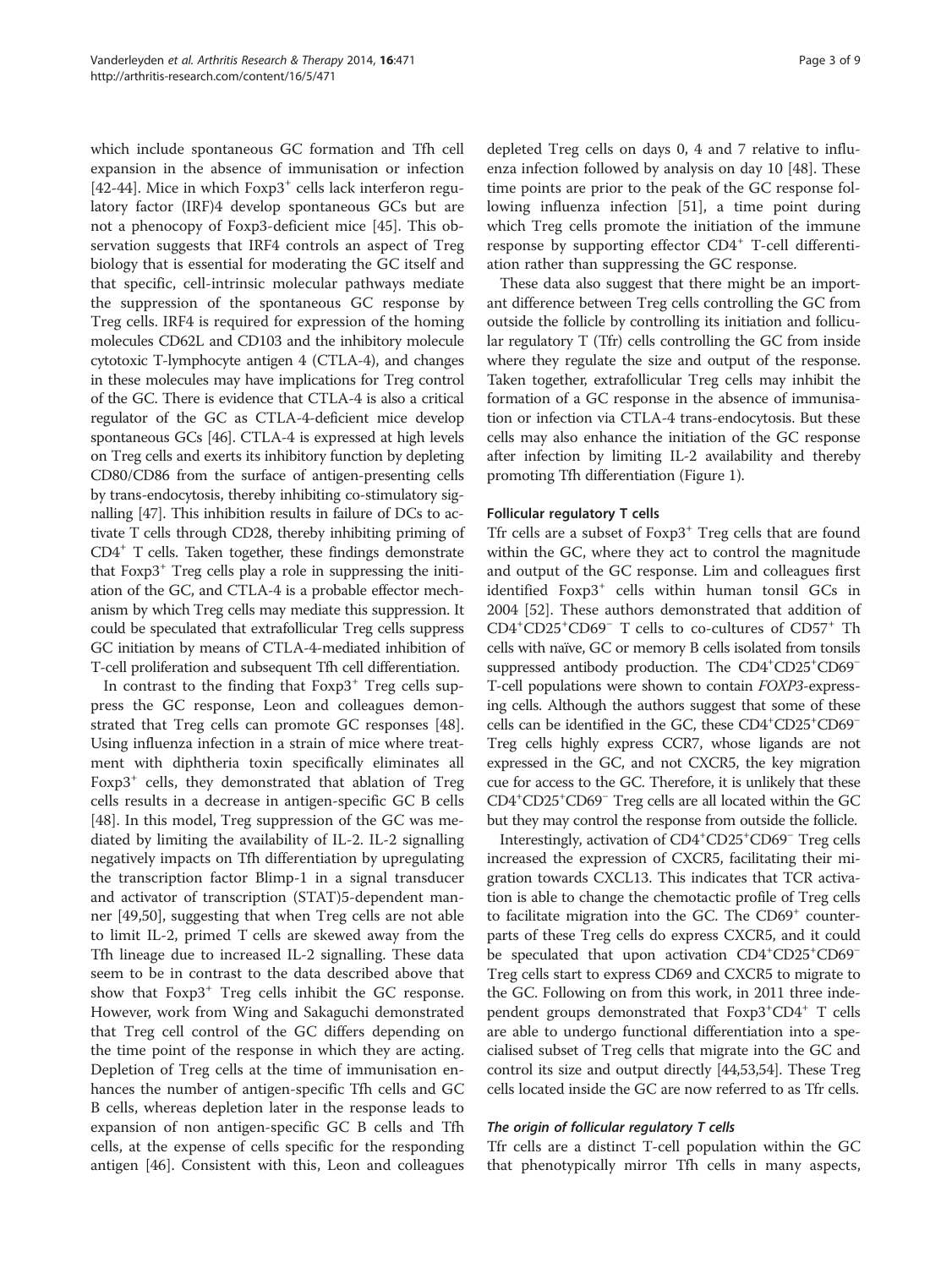which include spontaneous GC formation and Tfh cell expansion in the absence of immunisation or infection [42-44]. Mice in which Foxp3$^+$ cells lack interferon regulatory factor (IRF)4 develop spontaneous GCs but are not a phenocopy of Foxp3-deficient mice [45]. This observation suggests that IRF4 controls an aspect of Treg biology that is essential for moderating the GC itself and that specific, cell-intrinsic molecular pathways mediate the suppression of the spontaneous GC response by Treg cells. IRF4 is required for expression of the homing molecules CD62L and CD103 and the inhibitory molecule cytotoxic T-lymphocyte antigen 4 (CTLA-4), and changes in these molecules may have implications for Treg control of the GC. There is evidence that CTLA-4 is also a critical regulator of the GC as CTLA-4-deficient mice develop spontaneous GCs [46]. CTLA-4 is expressed at high levels on Treg cells and exerts its inhibitory function by depleting CD80/CD86 from the surface of antigen-presenting cells by trans-endocytosis, thereby inhibiting co-stimulatory signalling [47]. This inhibition results in failure of DCs to activate T cells through CD28, thereby inhibiting priming of CD4$^+$ T cells. Taken together, these findings demonstrate that Foxp3$^+$ Treg cells play a role in suppressing the initiation of the GC, and CTLA-4 is a probable effector mechanism by which Treg cells may mediate this suppression. It could be speculated that extrafollicular Treg cells suppress GC initiation by means of CTLA-4-mediated inhibition of T-cell proliferation and subsequent Tfh cell differentiation.

In contrast to the finding that Foxp3$^+$ Treg cells suppress the GC response, Leon and colleagues demonstrated that Treg cells can promote GC responses [48]. Using influenza infection in a strain of mice where treatment with diphtheria toxin specifically eliminates all Foxp3$^+$ cells, they demonstrated that ablation of Treg cells results in a decrease in antigen-specific GC B cells [48]. In this model, Treg suppression of the GC was mediated by limiting the availability of IL-2. IL-2 signalling negatively impacts on Tfh differentiation by upregulating the transcription factor Blimp-1 in a signal transducer and activator of transcription (STAT)5-dependent manner [49,50], suggesting that when Treg cells are not able to limit IL-2, primed T cells are skewed away from the Tfh lineage due to increased IL-2 signalling. These data seem to be in contrast to the data described above that show that Foxp3$^+$ Treg cells inhibit the GC response. However, work from Wing and Sakaguchi demonstrated that Treg cell control of the GC differs depending on the time point of the response in which they are acting. Depletion of Treg cells at the time of immunisation enhances the number of antigen-specific Tfh cells and GC B cells, whereas depletion later in the response leads to expansion of non antigen-specific GC B cells and Tfh cells, at the expense of cells specific for the responding antigen [46]. Consistent with this, Leon and colleagues depleted Treg cells on days 0, 4 and 7 relative to influenza infection followed by analysis on day 10 [48]. These time points are prior to the peak of the GC response following influenza infection [51], a time point during which Treg cells promote the initiation of the immune response by supporting effector CD4$^+$ T-cell differentiation rather than suppressing the GC response.

These data also suggest that there might be an important difference between Treg cells controlling the GC from outside the follicle by controlling its initiation and follicular regulatory T (Tfr) cells controlling the GC from inside where they regulate the size and output of the response. Taken together, extrafollicular Treg cells may inhibit the formation of a GC response in the absence of immunisation or infection via CTLA-4 trans-endocytosis. But these cells may also enhance the initiation of the GC response after infection by limiting IL-2 availability and thereby promoting Tfh differentiation (Figure 1).

### Follicular regulatory T cells

Tfr cells are a subset of Foxp3$^+$ Treg cells that are found within the GC, where they act to control the magnitude and output of the GC response. Lim and colleagues first identified Foxp3$^+$ cells within human tonsil GCs in 2004 [52]. These authors demonstrated that addition of CD4$^+$CD25$^+$CD69$^-$ T cells to co-cultures of CD57$^+$ Th cells with naïve, GC or memory B cells isolated from tonsils suppressed antibody production. The CD4$^+$CD25$^+$CD69$^-$ T-cell populations were shown to contain *FOXP3*-expressing cells. Although the authors suggest that some of these cells can be identified in the GC, these CD4$^+$CD25$^+$CD69$^-$ Treg cells highly express CCR7, whose ligands are not expressed in the GC, and not CXCR5, the key migration cue for access to the GC. Therefore, it is unlikely that these CD4$^+$CD25$^+$CD69$^-$ Treg cells are all located within the GC but they may control the response from outside the follicle.

Interestingly, activation of CD4$^+$CD25$^+$CD69$^-$ Treg cells increased the expression of CXCR5, facilitating their migration towards CXCL13. This indicates that TCR activation is able to change the chemotactic profile of Treg cells to facilitate migration into the GC. The CD69$^+$ counterparts of these Treg cells do express CXCR5, and it could be speculated that upon activation CD4$^+$CD25$^+$CD69$^-$ Treg cells start to express CD69 and CXCR5 to migrate to the GC. Following on from this work, in 2011 three independent groups demonstrated that Foxp3$^+$CD4$^+$ T cells are able to undergo functional differentiation into a specialised subset of Treg cells that migrate into the GC and control its size and output directly [44,53,54]. These Treg cells located inside the GC are now referred to as Tfr cells.

#### *The origin of follicular regulatory T cells*

Tfr cells are a distinct T-cell population within the GC that phenotypically mirror Tfh cells in many aspects,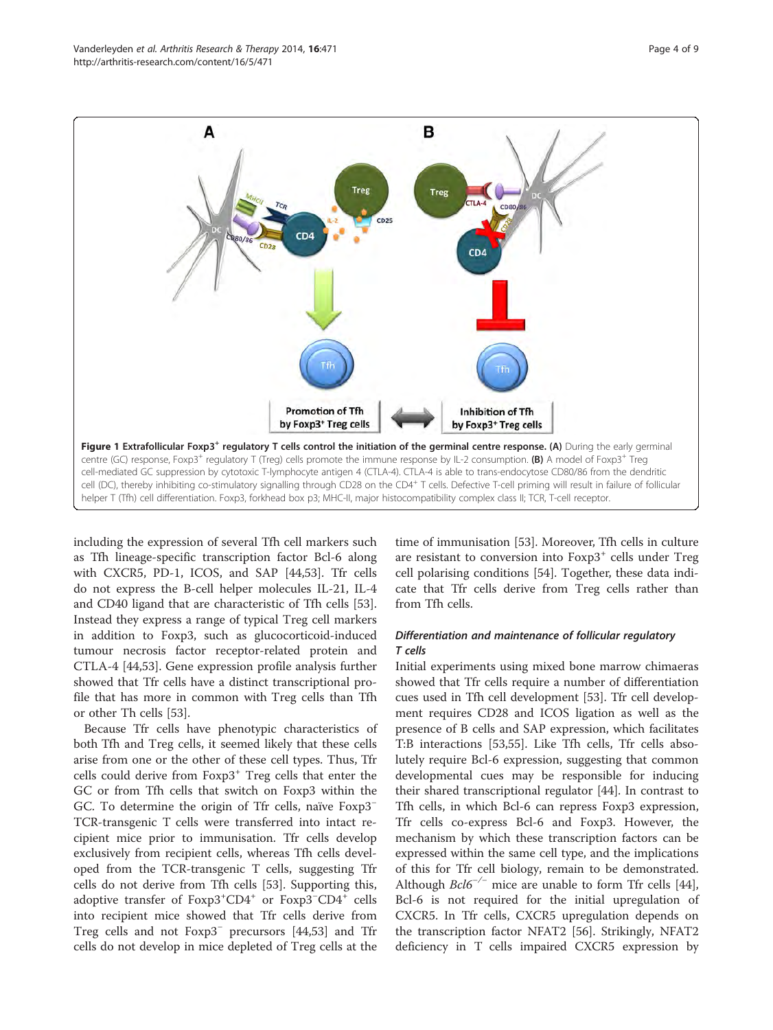**Figure 1 Extrafollicular Foxp3+ regulatory T cells control the initiation of the germinal centre response. (A)** During the early germinal centre (GC) response, Foxp3+ regulatory T (Treg) cells promote the immune response by IL-2 consumption. **(B)** A model of Foxp3+ Treg cell-mediated GC suppression by cytotoxic T-lymphocyte antigen 4 (CTLA-4). CTLA-4 is able to trans-endocytose CD80/86 from the dendritic cell (DC), thereby inhibiting co-stimulatory signalling through CD28 on the CD4+ T cells. Defective T-cell priming will result in failure of follicular helper T (Tfh) cell differentiation. Foxp3, forkhead box p3; MHC-II, major histocompatibility complex class II; TCR, T-cell receptor.

including the expression of several Tfh cell markers such as Tfh lineage-specific transcription factor Bcl-6 along with CXCR5, PD-1, ICOS, and SAP [44,53]. Tfr cells do not express the B-cell helper molecules IL-21, IL-4 and CD40 ligand that are characteristic of Tfh cells [53]. Instead they express a range of typical Treg cell markers in addition to Foxp3, such as glucocorticoid-induced tumour necrosis factor receptor-related protein and CTLA-4 [44,53]. Gene expression profile analysis further showed that Tfr cells have a distinct transcriptional profile that has more in common with Treg cells than Tfh or other Th cells [53].

Because Tfr cells have phenotypic characteristics of both Tfh and Treg cells, it seemed likely that these cells arise from one or the other of these cell types. Thus, Tfr cells could derive from Foxp3+ Treg cells that enter the GC or from Tfh cells that switch on Foxp3 within the GC. To determine the origin of Tfr cells, naïve Foxp3− TCR-transgenic T cells were transferred into intact recipient mice prior to immunisation. Tfr cells develop exclusively from recipient cells, whereas Tfh cells developed from the TCR-transgenic T cells, suggesting Tfr cells do not derive from Tfh cells [53]. Supporting this, adoptive transfer of Foxp3+CD4+ or Foxp3−CD4+ cells into recipient mice showed that Tfr cells derive from Treg cells and not Foxp3− precursors [44,53] and Tfr cells do not develop in mice depleted of Treg cells at the time of immunisation [53]. Moreover, Tfh cells in culture are resistant to conversion into Foxp3+ cells under Treg cell polarising conditions [54]. Together, these data indicate that Tfr cells derive from Treg cells rather than from Tfh cells.

### *Differentiation and maintenance of follicular regulatory T cells*

Initial experiments using mixed bone marrow chimaeras showed that Tfr cells require a number of differentiation cues used in Tfh cell development [53]. Tfr cell development requires CD28 and ICOS ligation as well as the presence of B cells and SAP expression, which facilitates T:B interactions [53,55]. Like Tfh cells, Tfr cells absolutely require Bcl-6 expression, suggesting that common developmental cues may be responsible for inducing their shared transcriptional regulator [44]. In contrast to Tfh cells, in which Bcl-6 can repress Foxp3 expression, Tfr cells co-express Bcl-6 and Foxp3. However, the mechanism by which these transcription factors can be expressed within the same cell type, and the implications of this for Tfr cell biology, remain to be demonstrated. Although *Bcl6*−/− mice are unable to form Tfr cells [44], Bcl-6 is not required for the initial upregulation of CXCR5. In Tfr cells, CXCR5 upregulation depends on the transcription factor NFAT2 [56]. Strikingly, NFAT2 deficiency in T cells impaired CXCR5 expression by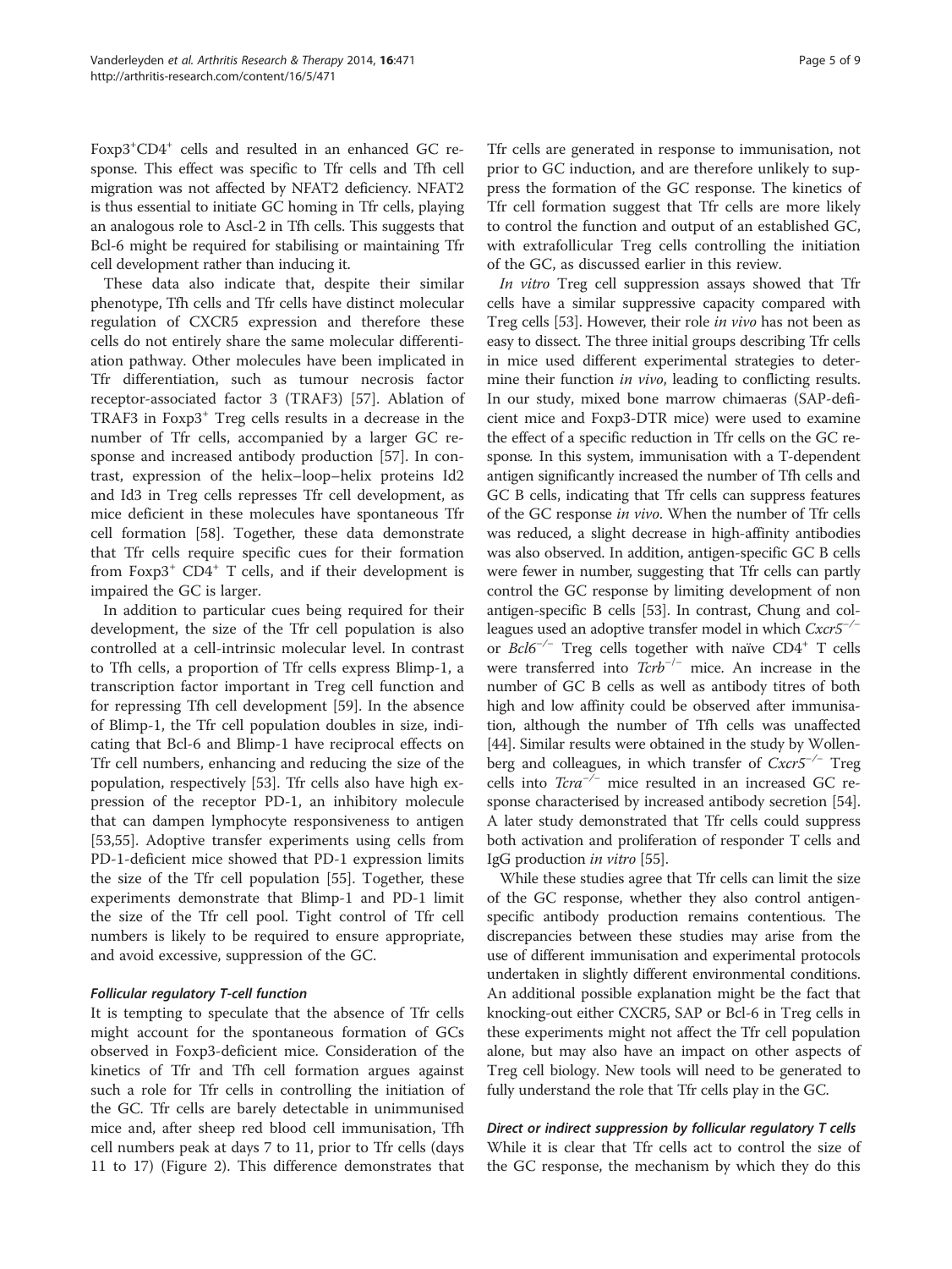Foxp3$^{+}$CD4$^{+}$ cells and resulted in an enhanced GC response. This effect was specific to Tfr cells and Tfh cell migration was not affected by NFAT2 deficiency. NFAT2 is thus essential to initiate GC homing in Tfr cells, playing an analogous role to Ascl-2 in Tfh cells. This suggests that Bcl-6 might be required for stabilising or maintaining Tfr cell development rather than inducing it.

These data also indicate that, despite their similar phenotype, Tfh cells and Tfr cells have distinct molecular regulation of CXCR5 expression and therefore these cells do not entirely share the same molecular differentiation pathway. Other molecules have been implicated in Tfr differentiation, such as tumour necrosis factor receptor-associated factor 3 (TRAF3) [57]. Ablation of TRAF3 in Foxp3$^{+}$ Treg cells results in a decrease in the number of Tfr cells, accompanied by a larger GC response and increased antibody production [57]. In contrast, expression of the helix–loop–helix proteins Id2 and Id3 in Treg cells represses Tfr cell development, as mice deficient in these molecules have spontaneous Tfr cell formation [58]. Together, these data demonstrate that Tfr cells require specific cues for their formation from Foxp3$^{+}$ CD4$^{+}$ T cells, and if their development is impaired the GC is larger.

In addition to particular cues being required for their development, the size of the Tfr cell population is also controlled at a cell-intrinsic molecular level. In contrast to Tfh cells, a proportion of Tfr cells express Blimp-1, a transcription factor important in Treg cell function and for repressing Tfh cell development [59]. In the absence of Blimp-1, the Tfr cell population doubles in size, indicating that Bcl-6 and Blimp-1 have reciprocal effects on Tfr cell numbers, enhancing and reducing the size of the population, respectively [53]. Tfr cells also have high expression of the receptor PD-1, an inhibitory molecule that can dampen lymphocyte responsiveness to antigen [53,55]. Adoptive transfer experiments using cells from PD-1-deficient mice showed that PD-1 expression limits the size of the Tfr cell population [55]. Together, these experiments demonstrate that Blimp-1 and PD-1 limit the size of the Tfr cell pool. Tight control of Tfr cell numbers is likely to be required to ensure appropriate, and avoid excessive, suppression of the GC.

#### *Follicular regulatory T-cell function*

It is tempting to speculate that the absence of Tfr cells might account for the spontaneous formation of GCs observed in Foxp3-deficient mice. Consideration of the kinetics of Tfr and Tfh cell formation argues against such a role for Tfr cells in controlling the initiation of the GC. Tfr cells are barely detectable in unimmunised mice and, after sheep red blood cell immunisation, Tfh cell numbers peak at days 7 to 11, prior to Tfr cells (days 11 to 17) (Figure 2). This difference demonstrates that Tfr cells are generated in response to immunisation, not prior to GC induction, and are therefore unlikely to suppress the formation of the GC response. The kinetics of Tfr cell formation suggest that Tfr cells are more likely to control the function and output of an established GC, with extrafollicular Treg cells controlling the initiation of the GC, as discussed earlier in this review.

*In vitro* Treg cell suppression assays showed that Tfr cells have a similar suppressive capacity compared with Treg cells [53]. However, their role *in vivo* has not been as easy to dissect. The three initial groups describing Tfr cells in mice used different experimental strategies to determine their function *in vivo*, leading to conflicting results. In our study, mixed bone marrow chimaeras (SAP-deficient mice and Foxp3-DTR mice) were used to examine the effect of a specific reduction in Tfr cells on the GC response. In this system, immunisation with a T-dependent antigen significantly increased the number of Tfh cells and GC B cells, indicating that Tfr cells can suppress features of the GC response *in vivo*. When the number of Tfr cells was reduced, a slight decrease in high-affinity antibodies was also observed. In addition, antigen-specific GC B cells were fewer in number, suggesting that Tfr cells can partly control the GC response by limiting development of non antigen-specific B cells [53]. In contrast, Chung and colleagues used an adoptive transfer model in which *Cxcr5*$^{-/-}$ or *Bcl6*$^{-/-}$ Treg cells together with naïve CD4$^{+}$ T cells were transferred into *Tcrb*$^{-/-}$ mice. An increase in the number of GC B cells as well as antibody titres of both high and low affinity could be observed after immunisation, although the number of Tfh cells was unaffected [44]. Similar results were obtained in the study by Wollenberg and colleagues, in which transfer of *Cxcr5*$^{-/-}$ Treg cells into *Tcra*$^{-/-}$ mice resulted in an increased GC response characterised by increased antibody secretion [54]. A later study demonstrated that Tfr cells could suppress both activation and proliferation of responder T cells and IgG production *in vitro* [55].

While these studies agree that Tfr cells can limit the size of the GC response, whether they also control antigen-specific antibody production remains contentious. The discrepancies between these studies may arise from the use of different immunisation and experimental protocols undertaken in slightly different environmental conditions. An additional possible explanation might be the fact that knocking-out either CXCR5, SAP or Bcl-6 in Treg cells in these experiments might not affect the Tfr cell population alone, but may also have an impact on other aspects of Treg cell biology. New tools will need to be generated to fully understand the role that Tfr cells play in the GC.

#### *Direct or indirect suppression by follicular regulatory T cells*

While it is clear that Tfr cells act to control the size of the GC response, the mechanism by which they do this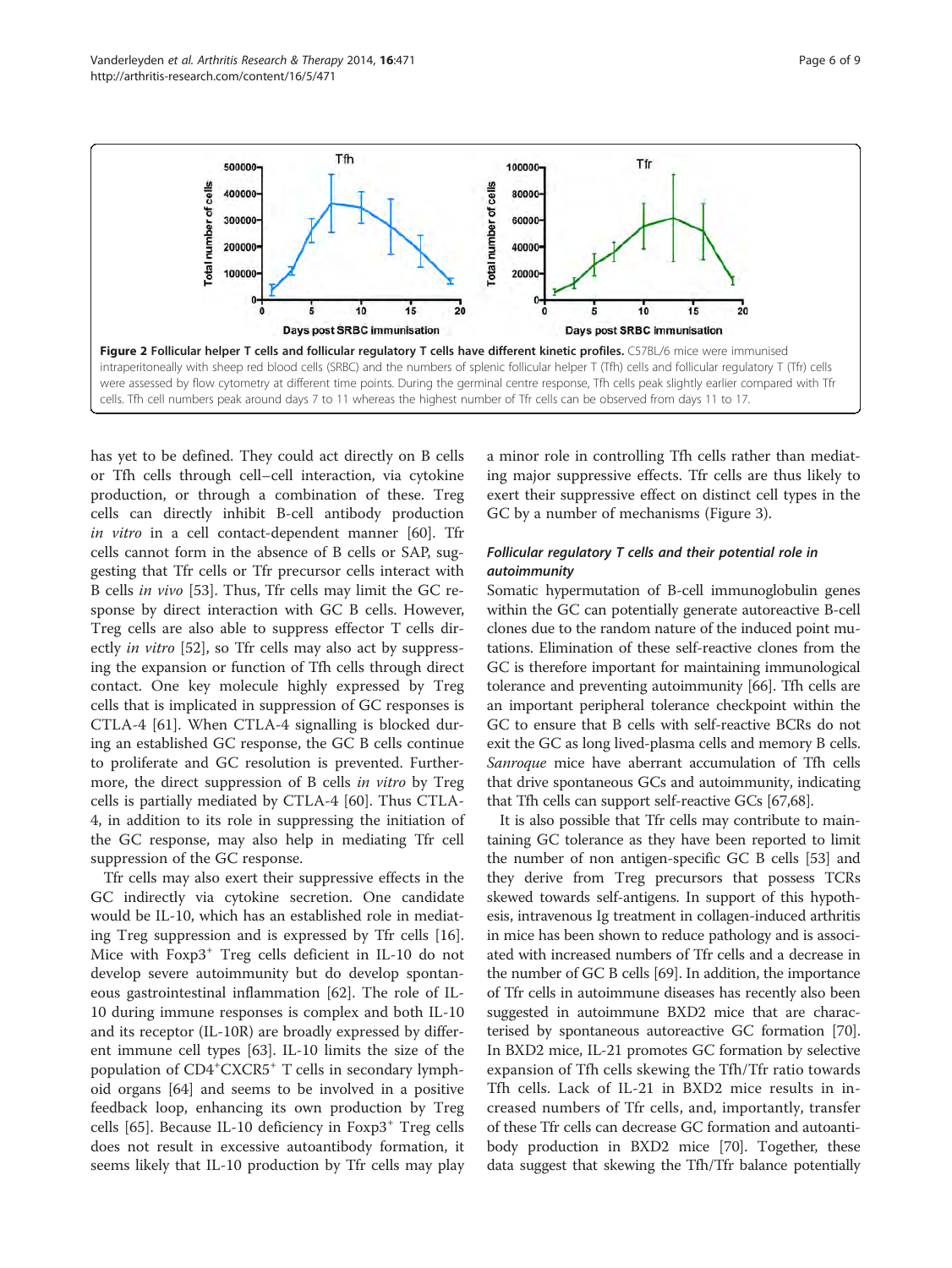Tfh

500000

400000

300000

200000

100000

0

Total number of cells

0 5 10 15 20

Days post SRBC immunisation

Tfr

100000

80000

60000

40000

20000

0

Total number of cells

0 5 10 15 20

Days post SRBC immunisation

**Figure 2 Follicular helper T cells and follicular regulatory T cells have different kinetic profiles.** C57BL/6 mice were immunised intraperitoneally with sheep red blood cells (SRBC) and the numbers of splenic follicular helper T (Tfh) cells and follicular regulatory T (Tfr) cells were assessed by flow cytometry at different time points. During the germinal centre response, Tfh cells peak slightly earlier compared with Tfr cells. Tfh cell numbers peak around days 7 to 11 whereas the highest number of Tfr cells can be observed from days 11 to 17.

has yet to be defined. They could act directly on B cells or Tfh cells through cell–cell interaction, via cytokine production, or through a combination of these. Treg cells can directly inhibit B-cell antibody production *in vitro* in a cell contact-dependent manner [60]. Tfr cells cannot form in the absence of B cells or SAP, suggesting that Tfr cells or Tfr precursor cells interact with B cells *in vivo* [53]. Thus, Tfr cells may limit the GC response by direct interaction with GC B cells. However, Treg cells are also able to suppress effector T cells directly *in vitro* [52], so Tfr cells may also act by suppressing the expansion or function of Tfh cells through direct contact. One key molecule highly expressed by Treg cells that is implicated in suppression of GC responses is CTLA-4 [61]. When CTLA-4 signalling is blocked during an established GC response, the GC B cells continue to proliferate and GC resolution is prevented. Furthermore, the direct suppression of B cells *in vitro* by Treg cells is partially mediated by CTLA-4 [60]. Thus CTLA-4, in addition to its role in suppressing the initiation of the GC response, may also help in mediating Tfr cell suppression of the GC response.

Tfr cells may also exert their suppressive effects in the GC indirectly via cytokine secretion. One candidate would be IL-10, which has an established role in mediating Treg suppression and is expressed by Tfr cells [16]. Mice with Foxp3$^{+}$ Treg cells deficient in IL-10 do not develop severe autoimmunity but do develop spontaneous gastrointestinal inflammation [62]. The role of IL-10 during immune responses is complex and both IL-10 and its receptor (IL-10R) are broadly expressed by different immune cell types [63]. IL-10 limits the size of the population of CD4$^{+}$CXCR5$^{+}$ T cells in secondary lymphoid organs [64] and seems to be involved in a positive feedback loop, enhancing its own production by Treg cells [65]. Because IL-10 deficiency in Foxp3$^{+}$ Treg cells does not result in excessive autoantibody formation, it seems likely that IL-10 production by Tfr cells may play a minor role in controlling Tfh cells rather than mediating major suppressive effects. Tfr cells are thus likely to exert their suppressive effect on distinct cell types in the GC by a number of mechanisms (Figure 3).

### *Follicular regulatory T cells and their potential role in autoimmunity*

Somatic hypermutation of B-cell immunoglobulin genes within the GC can potentially generate autoreactive B-cell clones due to the random nature of the induced point mutations. Elimination of these self-reactive clones from the GC is therefore important for maintaining immunological tolerance and preventing autoimmunity [66]. Tfh cells are an important peripheral tolerance checkpoint within the GC to ensure that B cells with self-reactive BCRs do not exit the GC as long lived-plasma cells and memory B cells. *Sanroque* mice have aberrant accumulation of Tfh cells that drive spontaneous GCs and autoimmunity, indicating that Tfh cells can support self-reactive GCs [67,68].

It is also possible that Tfr cells may contribute to maintaining GC tolerance as they have been reported to limit the number of non antigen-specific GC B cells [53] and they derive from Treg precursors that possess TCRs skewed towards self-antigens. In support of this hypothesis, intravenous Ig treatment in collagen-induced arthritis in mice has been shown to reduce pathology and is associated with increased numbers of Tfr cells and a decrease in the number of GC B cells [69]. In addition, the importance of Tfr cells in autoimmune diseases has recently also been suggested in autoimmune BXD2 mice that are characterised by spontaneous autoreactive GC formation [70]. In BXD2 mice, IL-21 promotes GC formation by selective expansion of Tfh cells skewing the Tfh/Tfr ratio towards Tfh cells. Lack of IL-21 in BXD2 mice results in increased numbers of Tfr cells, and, importantly, transfer of these Tfr cells can decrease GC formation and autoantibody production in BXD2 mice [70]. Together, these data suggest that skewing the Tfh/Tfr balance potentially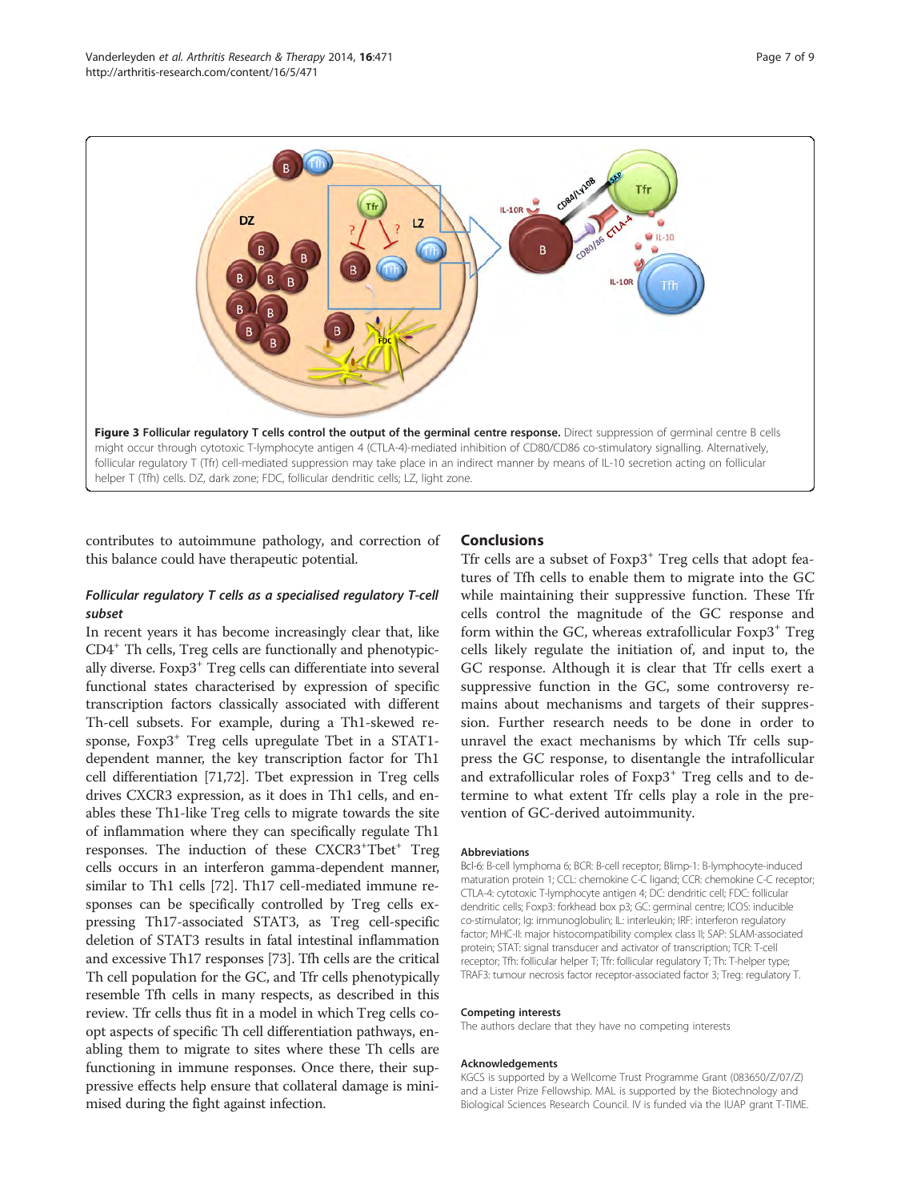Figure 3 Follicular regulatory T cells control the output of the germinal centre response. Direct suppression of germinal centre B cells might occur through cytotoxic T-lymphocyte antigen 4 (CTLA-4)-mediated inhibition of CD80/CD86 co-stimulatory signalling. Alternatively, follicular regulatory T (Tfr) cell-mediated suppression may take place in an indirect manner by means of IL-10 secretion acting on follicular helper T (Tfh) cells. DZ, dark zone; FDC, follicular dendritic cells; LZ, light zone.

contributes to autoimmune pathology, and correction of this balance could have therapeutic potential.

### *Follicular regulatory T cells as a specialised regulatory T-cell subset*

In recent years it has become increasingly clear that, like CD4[+] Th cells, Treg cells are functionally and phenotypically diverse. Foxp3[+] Treg cells can differentiate into several functional states characterised by expression of specific transcription factors classically associated with different Th-cell subsets. For example, during a Th1-skewed response, Foxp3[+] Treg cells upregulate Tbet in a STAT1-dependent manner, the key transcription factor for Th1 cell differentiation [71,72]. Tbet expression in Treg cells drives CXCR3 expression, as it does in Th1 cells, and enables these Th1-like Treg cells to migrate towards the site of inflammation where they can specifically regulate Th1 responses. The induction of these CXCR3[+]Tbet[+] Treg cells occurs in an interferon gamma-dependent manner, similar to Th1 cells [72]. Th17 cell-mediated immune responses can be specifically controlled by Treg cells expressing Th17-associated STAT3, as Treg cell-specific deletion of STAT3 results in fatal intestinal inflammation and excessive Th17 responses [73]. Tfh cells are the critical Th cell population for the GC, and Tfr cells phenotypically resemble Tfh cells in many respects, as described in this review. Tfr cells thus fit in a model in which Treg cells co-opt aspects of specific Th cell differentiation pathways, enabling them to migrate to sites where these Th cells are functioning in immune responses. Once there, their suppressive effects help ensure that collateral damage is minimised during the fight against infection.

## Conclusions

Tfr cells are a subset of Foxp3[+] Treg cells that adopt features of Tfh cells to enable them to migrate into the GC while maintaining their suppressive function. These Tfr cells control the magnitude of the GC response and form within the GC, whereas extrafollicular Foxp3[+] Treg cells likely regulate the initiation of, and input to, the GC response. Although it is clear that Tfr cells exert a suppressive function in the GC, some controversy remains about mechanisms and targets of their suppression. Further research needs to be done in order to unravel the exact mechanisms by which Tfr cells suppress the GC response, to disentangle the intrafollicular and extrafollicular roles of Foxp3[+] Treg cells and to determine to what extent Tfr cells play a role in the prevention of GC-derived autoimmunity.

#### Abbreviations

Bcl-6: B-cell lymphoma 6; BCR: B-cell receptor; Blimp-1: B-lymphocyte-induced maturation protein 1; CCL: chemokine C-C ligand; CCR: chemokine C-C receptor; CTLA-4: cytotoxic T-lymphocyte antigen 4; DC: dendritic cell; FDC: follicular dendritic cells; Foxp3: forkhead box p3; GC: germinal centre; ICOS: inducible co-stimulator; Ig: immunoglobulin; IL: interleukin; IRF: interferon regulatory factor; MHC-II: major histocompatibility complex class II; SAP: SLAM-associated protein; STAT: signal transducer and activator of transcription; TCR: T-cell receptor; Tfh: follicular helper T; Tfr: follicular regulatory T; Th: T-helper type; TRAF3: tumour necrosis factor receptor-associated factor 3; Treg: regulatory T.

#### Competing interests

The authors declare that they have no competing interests

#### Acknowledgements

KGCS is supported by a Wellcome Trust Programme Grant (083650/Z/07/Z) and a Lister Prize Fellowship. MAL is supported by the Biotechnology and Biological Sciences Research Council. IV is funded via the IUAP grant T-TIME.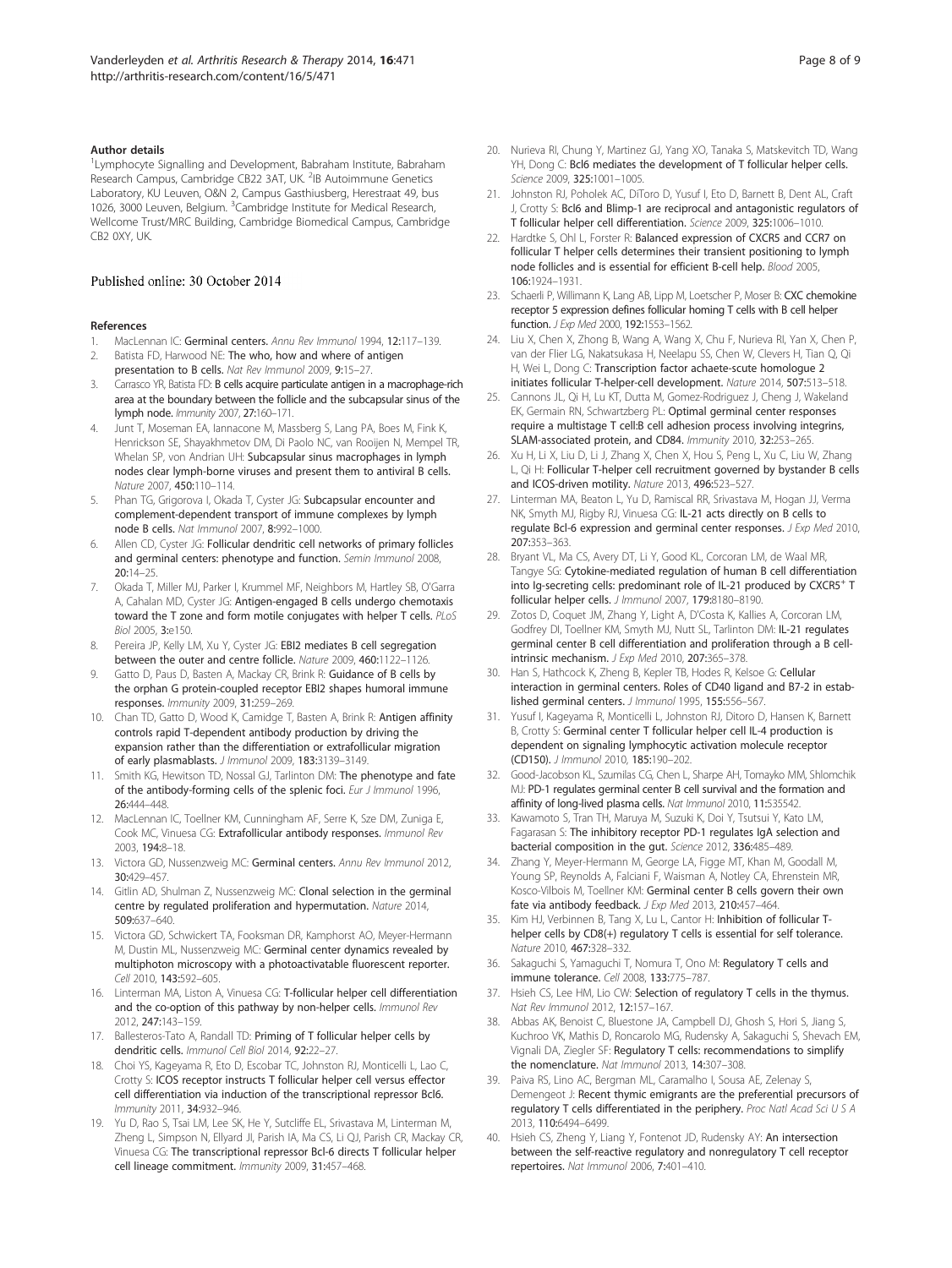#### Author details

[1]Lymphocyte Signalling and Development, Babraham Institute, Babraham Research Campus, Cambridge CB22 3AT, UK. [2]IB Autoimmune Genetics Laboratory, KU Leuven, O&N 2, Campus Gasthiusberg, Herestraat 49, bus 1026, 3000 Leuven, Belgium. [3]Cambridge Institute for Medical Research, Wellcome Trust/MRC Building, Cambridge Biomedical Campus, Cambridge CB2 0XY, UK.

Published online: 30 October 2014

#### References

1. MacLennan IC: **Germinal centers.** *Annu Rev Immunol* 1994, **12**:117–139.
2. Batista FD, Harwood NE: **The who, how and where of antigen presentation to B cells.** *Nat Rev Immunol* 2009, **9**:15–27.
3. Carrasco YR, Batista FD: **B cells acquire particulate antigen in a macrophage-rich area at the boundary between the follicle and the subcapsular sinus of the lymph node.** *Immunity* 2007, **27**:160–171.
4. Junt T, Moseman EA, Iannacone M, Massberg S, Lang PA, Boes M, Fink K, Henrickson SE, Shayakhmetov DM, Di Paolo NC, van Rooijen N, Mempel TR, Whelan SP, von Andrian UH: **Subcapsular sinus macrophages in lymph nodes clear lymph-borne viruses and present them to antiviral B cells.** *Nature* 2007, **450**:110–114.
5. Phan TG, Grigorova I, Okada T, Cyster JG: **Subcapsular encounter and complement-dependent transport of immune complexes by lymph node B cells.** *Nat Immunol* 2007, **8**:992–1000.
6. Allen CD, Cyster JG: **Follicular dendritic cell networks of primary follicles and germinal centers: phenotype and function.** *Semin Immunol* 2008, **20**:14–25.
7. Okada T, Miller MJ, Parker I, Krummel MF, Neighbors M, Hartley SB, O'Garra A, Cahalan MD, Cyster JG: **Antigen-engaged B cells undergo chemotaxis toward the T zone and form motile conjugates with helper T cells.** *PLoS Biol* 2005, **3**:e150.
8. Pereira JP, Kelly LM, Xu Y, Cyster JG: **EBI2 mediates B cell segregation between the outer and centre follicle.** *Nature* 2009, **460**:1122–1126.
9. Gatto D, Paus D, Basten A, Mackay CR, Brink R: **Guidance of B cells by the orphan G protein-coupled receptor EBI2 shapes humoral immune responses.** *Immunity* 2009, **31**:259–269.
10. Chan TD, Gatto D, Wood K, Camidge T, Basten A, Brink R: **Antigen affinity controls rapid T-dependent antibody production by driving the expansion rather than the differentiation or extrafollicular migration of early plasmablasts.** *J Immunol* 2009, **183**:3139–3149.
11. Smith KG, Hewitson TD, Nossal GJ, Tarlinton DM: **The phenotype and fate of the antibody-forming cells of the splenic foci.** *Eur J Immunol* 1996, **26**:444–448.
12. MacLennan IC, Toellner KM, Cunningham AF, Serre K, Sze DM, Zuniga E, Cook MC, Vinuesa CG: **Extrafollicular antibody responses.** *Immunol Rev* 2003, **194**:8–18.
13. Victora GD, Nussenzweig MC: **Germinal centers.** *Annu Rev Immunol* 2012, **30**:429–457.
14. Gitlin AD, Shulman Z, Nussenzweig MC: **Clonal selection in the germinal centre by regulated proliferation and hypermutation.** *Nature* 2014, **509**:637–640.
15. Victora GD, Schwickert TA, Fooksman DR, Kamphorst AO, Meyer-Hermann M, Dustin ML, Nussenzweig MC: **Germinal center dynamics revealed by multiphoton microscopy with a photoactivatable fluorescent reporter.** *Cell* 2010, **143**:592–605.
16. Linterman MA, Liston A, Vinuesa CG: **T-follicular helper cell differentiation and the co-option of this pathway by non-helper cells.** *Immunol Rev* 2012, **247**:143–159.
17. Ballesteros-Tato A, Randall TD: **Priming of T follicular helper cells by dendritic cells.** *Immunol Cell Biol* 2014, **92**:22–27.
18. Choi YS, Kageyama R, Eto D, Escobar TC, Johnston RJ, Monticelli L, Lao C, Crotty S: **ICOS receptor instructs T follicular helper cell versus effector cell differentiation via induction of the transcriptional repressor Bcl6.** *Immunity* 2011, **34**:932–946.
19. Yu D, Rao S, Tsai LM, Lee SK, He Y, Sutcliffe EL, Srivastava M, Linterman M, Zheng L, Simpson N, Ellyard JI, Parish IA, Ma CS, Li QJ, Parish CR, Mackay CR, Vinuesa CG: **The transcriptional repressor Bcl-6 directs T follicular helper cell lineage commitment.** *Immunity* 2009, **31**:457–468.
20. Nurieva RI, Chung Y, Martinez GJ, Yang XO, Tanaka S, Matskevitch TD, Wang YH, Dong C: **Bcl6 mediates the development of T follicular helper cells.** *Science* 2009, **325**:1001–1005.
21. Johnston RJ, Poholek AC, DiToro D, Yusuf I, Eto D, Barnett B, Dent AL, Craft J, Crotty S: **Bcl6 and Blimp-1 are reciprocal and antagonistic regulators of T follicular helper cell differentiation.** *Science* 2009, **325**:1006–1010.
22. Hardtke S, Ohl L, Forster R: **Balanced expression of CXCR5 and CCR7 on follicular T helper cells determines their transient positioning to lymph node follicles and is essential for efficient B-cell help.** *Blood* 2005, **106**:1924–1931.
23. Schaerli P, Willimann K, Lang AB, Lipp M, Loetscher P, Moser B: **CXC chemokine receptor 5 expression defines follicular homing T cells with B cell helper function.** *J Exp Med* 2000, **192**:1553–1562.
24. Liu X, Chen X, Zhong B, Wang A, Wang X, Chu F, Nurieva RI, Yan X, Chen P, van der Flier LG, Nakatsukasa H, Neelapu SS, Chen W, Clevers H, Tian Q, Qi H, Wei L, Dong C: **Transcription factor achaete-scute homologue 2 initiates follicular T-helper-cell development.** *Nature* 2014, **507**:513–518.
25. Cannons JL, Qi H, Lu KT, Dutta M, Gomez-Rodriguez J, Cheng J, Wakeland EK, Germain RN, Schwartzberg PL: **Optimal germinal center responses require a multistage T cell:B cell adhesion process involving integrins, SLAM-associated protein, and CD84.** *Immunity* 2010, **32**:253–265.
26. Xu H, Li X, Liu D, Li J, Zhang X, Chen X, Hou S, Peng L, Xu C, Liu W, Zhang L, Qi H: **Follicular T-helper cell recruitment governed by bystander B cells and ICOS-driven motility.** *Nature* 2013, **496**:523–527.
27. Linterman MA, Beaton L, Yu D, Ramiscal RR, Srivastava M, Hogan JJ, Verma NK, Smyth MJ, Rigby RJ, Vinuesa CG: **IL-21 acts directly on B cells to regulate Bcl-6 expression and germinal center responses.** *J Exp Med* 2010, **207**:353–363.
28. Bryant VL, Ma CS, Avery DT, Li Y, Good KL, Corcoran LM, de Waal MR, Tangye SG: **Cytokine-mediated regulation of human B cell differentiation into Ig-secreting cells: predominant role of IL-21 produced by CXCR5+ T follicular helper cells.** *J Immunol* 2007, **179**:8180–8190.
29. Zotos D, Coquet JM, Zhang Y, Light A, D'Costa K, Kallies A, Corcoran LM, Godfrey DI, Toellner KM, Smyth MJ, Nutt SL, Tarlinton DM: **IL-21 regulates germinal center B cell differentiation and proliferation through a B cell-intrinsic mechanism.** *J Exp Med* 2010, **207**:365–378.
30. Han S, Hathcock K, Zheng B, Kepler TB, Hodes R, Kelsoe G: **Cellular interaction in germinal centers. Roles of CD40 ligand and B7-2 in established germinal centers.** *J Immunol* 1995, **155**:556–567.
31. Yusuf I, Kageyama R, Monticelli L, Johnston RJ, Ditoro D, Hansen K, Barnett B, Crotty S: **Germinal center T follicular helper cell IL-4 production is dependent on signaling lymphocytic activation molecule receptor (CD150).** *J Immunol* 2010, **185**:190–202.
32. Good-Jacobson KL, Szumilas CG, Chen L, Sharpe AH, Tomayko MM, Shlomchik MJ: **PD-1 regulates germinal center B cell survival and the formation and affinity of long-lived plasma cells.** *Nat Immunol* 2010, **11**:535542.
33. Kawamoto S, Tran TH, Maruya M, Suzuki K, Doi Y, Tsutsui Y, Kato LM, Fagarasan S: **The inhibitory receptor PD-1 regulates IgA selection and bacterial composition in the gut.** *Science* 2012, **336**:485–489.
34. Zhang Y, Meyer-Hermann M, George LA, Figge MT, Khan M, Goodall M, Young SP, Reynolds A, Falciani F, Waisman A, Notley CA, Ehrenstein MR, Kosco-Vilbois M, Toellner KM: **Germinal center B cells govern their own fate via antibody feedback.** *J Exp Med* 2013, **210**:457–464.
35. Kim HJ, Verbinnen B, Tang X, Lu L, Cantor H: **Inhibition of follicular T-helper cells by CD8(+) regulatory T cells is essential for self tolerance.** *Nature* 2010, **467**:328–332.
36. Sakaguchi S, Yamaguchi T, Nomura T, Ono M: **Regulatory T cells and immune tolerance.** *Cell* 2008, **133**:775–787.
37. Hsieh CS, Lee HM, Lio CW: **Selection of regulatory T cells in the thymus.** *Nat Rev Immunol* 2012, **12**:157–167.
38. Abbas AK, Benoist C, Bluestone JA, Campbell DJ, Ghosh S, Hori S, Jiang S, Kuchroo VK, Mathis D, Roncarolo MG, Rudensky A, Sakaguchi S, Shevach EM, Vignali DA, Ziegler SF: **Regulatory T cells: recommendations to simplify the nomenclature.** *Nat Immunol* 2013, **14**:307–308.
39. Paiva RS, Lino AC, Bergman ML, Caramalho I, Sousa AE, Zelenay S, Demengeot J: **Recent thymic emigrants are the preferential precursors of regulatory T cells differentiated in the periphery.** *Proc Natl Acad Sci U S A* 2013, **110**:6494–6499.
40. Hsieh CS, Zheng Y, Liang Y, Fontenot JD, Rudensky AY: **An intersection between the self-reactive regulatory and nonregulatory T cell receptor repertoires.** *Nat Immunol* 2006, **7**:401–410.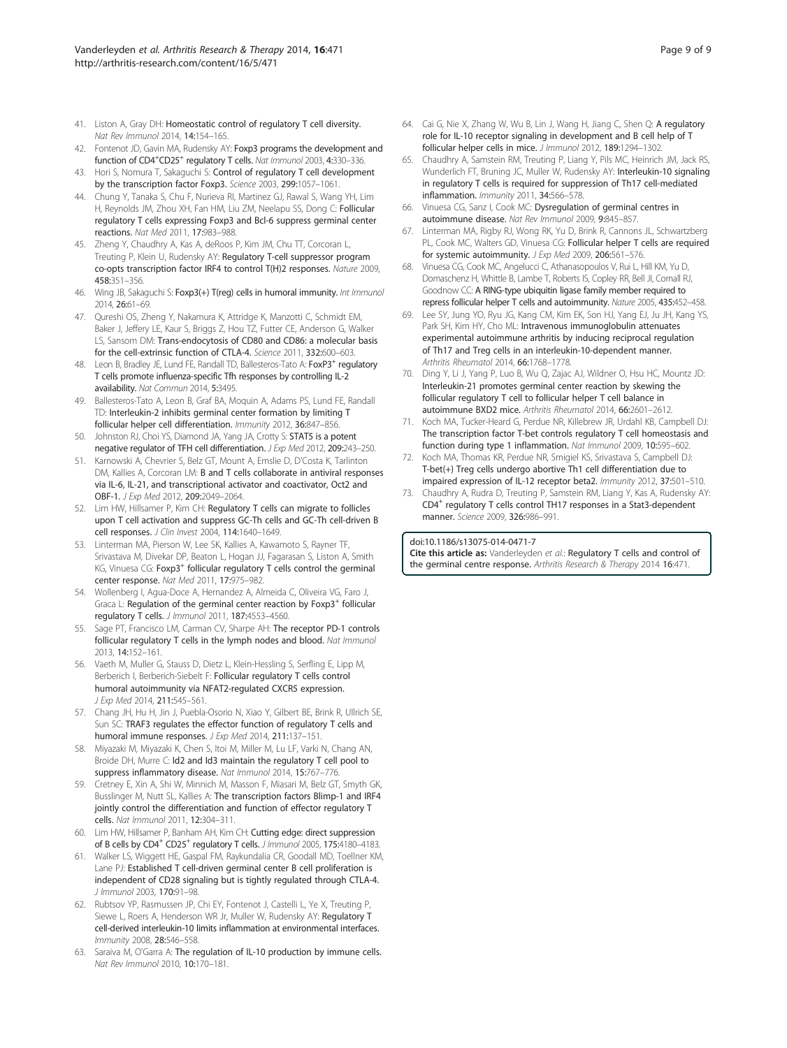41. Liston A, Gray DH: **Homeostatic control of regulatory T cell diversity.** *Nat Rev Immunol* 2014, **14:**154–165.
42. Fontenot JD, Gavin MA, Rudensky AY: **Foxp3 programs the development and function of CD4+CD25+ regulatory T cells.** *Nat Immunol* 2003, **4:**330–336.
43. Hori S, Nomura T, Sakaguchi S: **Control of regulatory T cell development by the transcription factor Foxp3.** *Science* 2003, **299:**1057–1061.
44. Chung Y, Tanaka S, Chu F, Nurieva RI, Martinez GJ, Rawal S, Wang YH, Lim H, Reynolds JM, Zhou XH, Fan HM, Liu ZM, Neelapu SS, Dong C: **Follicular regulatory T cells expressing Foxp3 and Bcl-6 suppress germinal center reactions.** *Nat Med* 2011, **17:**983–988.
45. Zheng Y, Chaudhry A, Kas A, deRoos P, Kim JM, Chu TT, Corcoran L, Treuting P, Klein U, Rudensky AY: **Regulatory T-cell suppressor program co-opts transcription factor IRF4 to control T(H)2 responses.** *Nature* 2009, **458:**351–356.
46. Wing JB, Sakaguchi S: **Foxp3(+) T(reg) cells in humoral immunity.** *Int Immunol* 2014, **26:**61–69.
47. Qureshi OS, Zheng Y, Nakamura K, Attridge K, Manzotti C, Schmidt EM, Baker J, Jeffery LE, Kaur S, Briggs Z, Hou TZ, Futter CE, Anderson G, Walker LS, Sansom DM: **Trans-endocytosis of CD80 and CD86: a molecular basis for the cell-extrinsic function of CTLA-4.** *Science* 2011, **332:**600–603.
48. Leon B, Bradley JE, Lund FE, Randall TD, Ballesteros-Tato A: **FoxP3+ regulatory T cells promote influenza-specific Tfh responses by controlling IL-2 availability.** *Nat Commun* 2014, **5:**3495.
49. Ballesteros-Tato A, Leon B, Graf BA, Moquin A, Adams PS, Lund FE, Randall TD: **Interleukin-2 inhibits germinal center formation by limiting T follicular helper cell differentiation.** *Immunity* 2012, **36:**847–856.
50. Johnston RJ, Choi YS, Diamond JA, Yang JA, Crotty S: **STAT5 is a potent negative regulator of TFH cell differentiation.** *J Exp Med* 2012, **209:**243–250.
51. Karnowski A, Chevrier S, Belz GT, Mount A, Emslie D, D'Costa K, Tarlinton DM, Kallies A, Corcoran LM: **B and T cells collaborate in antiviral responses via IL-6, IL-21, and transcriptional activator and coactivator, Oct2 and OBF-1.** *J Exp Med* 2012, **209:**2049–2064.
52. Lim HW, Hillsamer P, Kim CH: **Regulatory T cells can migrate to follicles upon T cell activation and suppress GC-Th cells and GC-Th cell-driven B cell responses.** *J Clin Invest* 2004, **114:**1640–1649.
53. Linterman MA, Pierson W, Lee SK, Kallies A, Kawamoto S, Rayner TF, Srivastava M, Divekar DP, Beaton L, Hogan JJ, Fagarasan S, Liston A, Smith KG, Vinuesa CG: **Foxp3+ follicular regulatory T cells control the germinal center response.** *Nat Med* 2011, **17:**975–982.
54. Wollenberg I, Agua-Doce A, Hernandez A, Almeida C, Oliveira VG, Faro J, Graca L: **Regulation of the germinal center reaction by Foxp3+ follicular regulatory T cells.** *J Immunol* 2011, **187:**4553–4560.
55. Sage PT, Francisco LM, Carman CV, Sharpe AH: **The receptor PD-1 controls follicular regulatory T cells in the lymph nodes and blood.** *Nat Immunol* 2013, **14:**152–161.
56. Vaeth M, Muller G, Stauss D, Dietz L, Klein-Hessling S, Serfling E, Lipp M, Berberich I, Berberich-Siebelt F: **Follicular regulatory T cells control humoral autoimmunity via NFAT2-regulated CXCR5 expression.** *J Exp Med* 2014, **211:**545–561.
57. Chang JH, Hu H, Jin J, Puebla-Osorio N, Xiao Y, Gilbert BE, Brink R, Ullrich SE, Sun SC: **TRAF3 regulates the effector function of regulatory T cells and humoral immune responses.** *J Exp Med* 2014, **211:**137–151.
58. Miyazaki M, Miyazaki K, Chen S, Itoi M, Miller M, Lu LF, Varki N, Chang AN, Broide DH, Murre C: **Id2 and Id3 maintain the regulatory T cell pool to suppress inflammatory disease.** *Nat Immunol* 2014, **15:**767–776.
59. Cretney E, Xin A, Shi W, Minnich M, Masson F, Miasari M, Belz GT, Smyth GK, Busslinger M, Nutt SL, Kallies A: **The transcription factors Blimp-1 and IRF4 jointly control the differentiation and function of effector regulatory T cells.** *Nat Immunol* 2011, **12:**304–311.
60. Lim HW, Hillsamer P, Banham AH, Kim CH: **Cutting edge: direct suppression of B cells by CD4+ CD25+ regulatory T cells.** *J Immunol* 2005, **175:**4180–4183.
61. Walker LS, Wiggett HE, Gaspal FM, Raykundalia CR, Goodall MD, Toellner KM, Lane PJ: **Established T cell-driven germinal center B cell proliferation is independent of CD28 signaling but is tightly regulated through CTLA-4.** *J Immunol* 2003, **170:**91–98.
62. Rubtsov YP, Rasmussen JP, Chi EY, Fontenot J, Castelli L, Ye X, Treuting P, Siewe L, Roers A, Henderson WR Jr, Muller W, Rudensky AY: **Regulatory T cell-derived interleukin-10 limits inflammation at environmental interfaces.** *Immunity* 2008, **28:**546–558.
63. Saraiva M, O'Garra A: **The regulation of IL-10 production by immune cells.** *Nat Rev Immunol* 2010, **10:**170–181.
64. Cai G, Nie X, Zhang W, Wu B, Lin J, Wang H, Jiang C, Shen Q: **A regulatory role for IL-10 receptor signaling in development and B cell help of T follicular helper cells in mice.** *J Immunol* 2012, **189:**1294–1302.
65. Chaudhry A, Samstein RM, Treuting P, Liang Y, Pils MC, Heinrich JM, Jack RS, Wunderlich FT, Bruning JC, Muller W, Rudensky AY: **Interleukin-10 signaling in regulatory T cells is required for suppression of Th17 cell-mediated inflammation.** *Immunity* 2011, **34:**566–578.
66. Vinuesa CG, Sanz I, Cook MC: **Dysregulation of germinal centres in autoimmune disease.** *Nat Rev Immunol* 2009, **9:**845–857.
67. Linterman MA, Rigby RJ, Wong RK, Yu D, Brink R, Cannons JL, Schwartzberg PL, Cook MC, Walters GD, Vinuesa CG: **Follicular helper T cells are required for systemic autoimmunity.** *J Exp Med* 2009, **206:**561–576.
68. Vinuesa CG, Cook MC, Angelucci C, Athanasopoulos V, Rui L, Hill KM, Yu D, Domaschenz H, Whittle B, Lambe T, Roberts IS, Copley RR, Bell JI, Cornall RJ, Goodnow CC: **A RING-type ubiquitin ligase family member required to repress follicular helper T cells and autoimmunity.** *Nature* 2005, **435:**452–458.
69. Lee SY, Jung YO, Ryu JG, Kang CM, Kim EK, Son HJ, Yang EJ, Ju JH, Kang YS, Park SH, Kim HY, Cho ML: **Intravenous immunoglobulin attenuates experimental autoimmune arthritis by inducing reciprocal regulation of Th17 and Treg cells in an interleukin-10-dependent manner.** *Arthritis Rheumatol* 2014, **66:**1768–1778.
70. Ding Y, Li J, Yang P, Luo B, Wu Q, Zajac AJ, Wildner O, Hsu HC, Mountz JD: **Interleukin-21 promotes germinal center reaction by skewing the follicular regulatory T cell to follicular helper T cell balance in autoimmune BXD2 mice.** *Arthritis Rheumatol* 2014, **66:**2601–2612.
71. Koch MA, Tucker-Heard G, Perdue NR, Killebrew JR, Urdahl KB, Campbell DJ: **The transcription factor T-bet controls regulatory T cell homeostasis and function during type 1 inflammation.** *Nat Immunol* 2009, **10:**595–602.
72. Koch MA, Thomas KR, Perdue NR, Smigiel KS, Srivastava S, Campbell DJ: **T-bet(+) Treg cells undergo abortive Th1 cell differentiation due to impaired expression of IL-12 receptor beta2.** *Immunity* 2012, **37:**501–510.
73. Chaudhry A, Rudra D, Treuting P, Samstein RM, Liang Y, Kas A, Rudensky AY: **CD4+ regulatory T cells control TH17 responses in a Stat3-dependent manner.** *Science* 2009, **326:**986–991.

doi:10.1186/s13075-014-0471-7

**Cite this article as:** Vanderleyden *et al.*: Regulatory T cells and control of the germinal centre response. *Arthritis Research & Therapy* 2014 **16**:471.